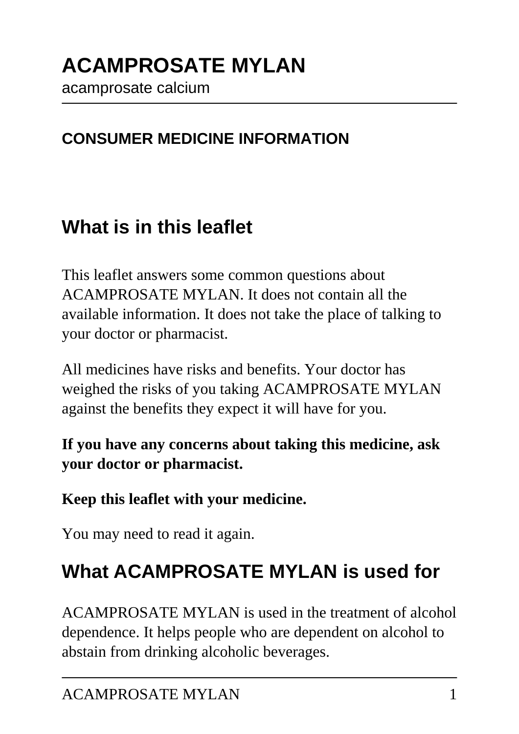# ACAMPROSATE MYLAN

acamprosate calcium

### CONSUMER MEDICINE INFORMATION

## What is in this leaflet

This leaflet answers some common questions about ACAMPROSATE MYLAN. It does not contain all the available information. It does not take the place of talking to your doctor or pharmacist.

All medicines have risks and benefits. Your doctor has weighed the risks of you taking ACAMPROSATE MYLAN against the benefits they expect it will have for you.

**If you have any concerns about taking this medicine, ask your doctor or pharmacist.**

**Keep this leaflet with your medicine.**

You may need to read it again.

## What ACAMPROSATE MYLAN is used for

ACAMPROSATE MYLAN is used in the treatment of alcohol dependence. It helps people who are dependent on alcohol to abstain from drinking alcoholic beverages.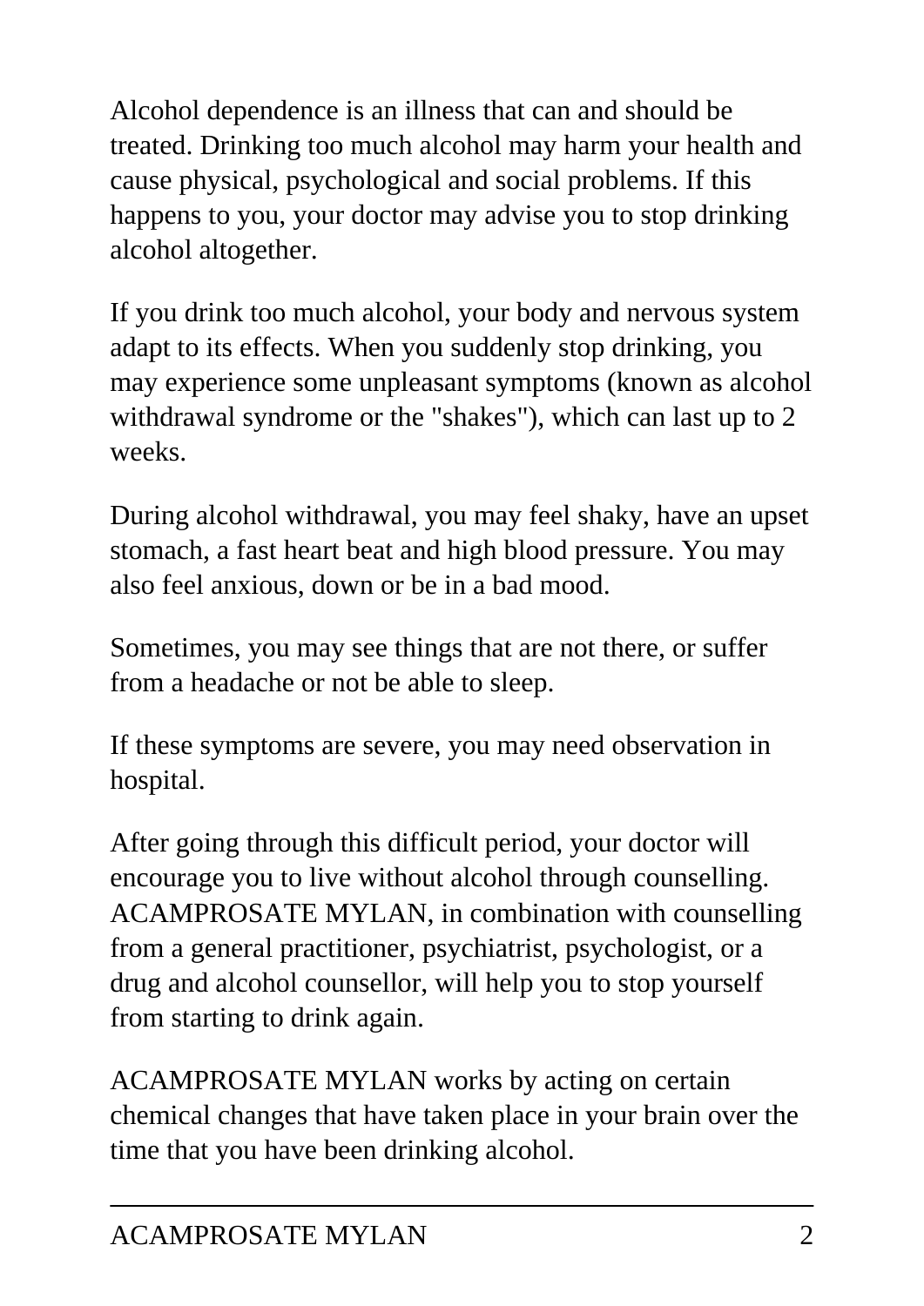Alcohol dependence is an illness that can and should be treated. Drinking too much alcohol may harm your health and cause physical, psychological and social problems. If this happens to you, your doctor may advise you to stop drinking alcohol altogether.

If you drink too much alcohol, your body and nervous system adapt to its effects. When you suddenly stop drinking, you may experience some unpleasant symptoms (known as alcohol withdrawal syndrome or the "shakes"), which can last up to 2 weeks.

During alcohol withdrawal, you may feel shaky, have an upset stomach, a fast heart beat and high blood pressure. You may also feel anxious, down or be in a bad mood.

Sometimes, you may see things that are not there, or suffer from a headache or not be able to sleep.

If these symptoms are severe, you may need observation in hospital.

After going through this difficult period, your doctor will encourage you to live without alcohol through counselling. ACAMPROSATE MYLAN, in combination with counselling from a general practitioner, psychiatrist, psychologist, or a drug and alcohol counsellor, will help you to stop yourself from starting to drink again.

ACAMPROSATE MYLAN works by acting on certain chemical changes that have taken place in your brain over the time that you have been drinking alcohol.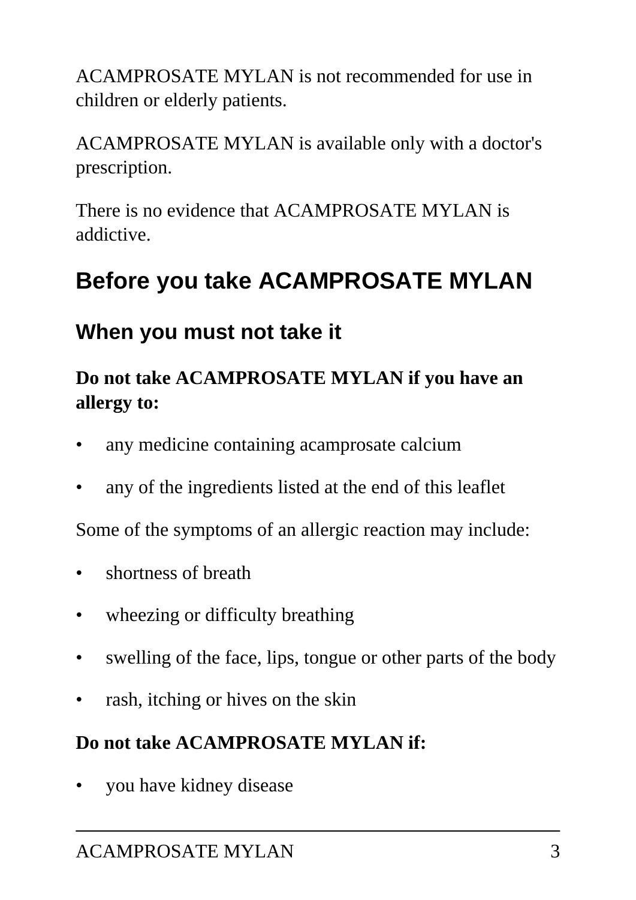ACAMPROSATE MYLAN is not recommended for use in children or elderly patients.

ACAMPROSATE MYLAN is available only with a doctor's prescription.

There is no evidence that ACAMPROSATE MYLAN is addictive.

## Before you take ACAMPROSATE MYLAN

### When you must not take it

**Do not take ACAMPROSATE MYLAN if you have an allergy to:**

- any medicine containing acamprosate calcium
- any of the ingredients listed at the end of this leaflet

Some of the symptoms of an allergic reaction may include:

- shortness of breath
- wheezing or difficulty breathing
- swelling of the face, lips, tongue or other parts of the body
- rash, itching or hives on the skin

**Do not take ACAMPROSATE MYLAN if:**

- you have kidney disease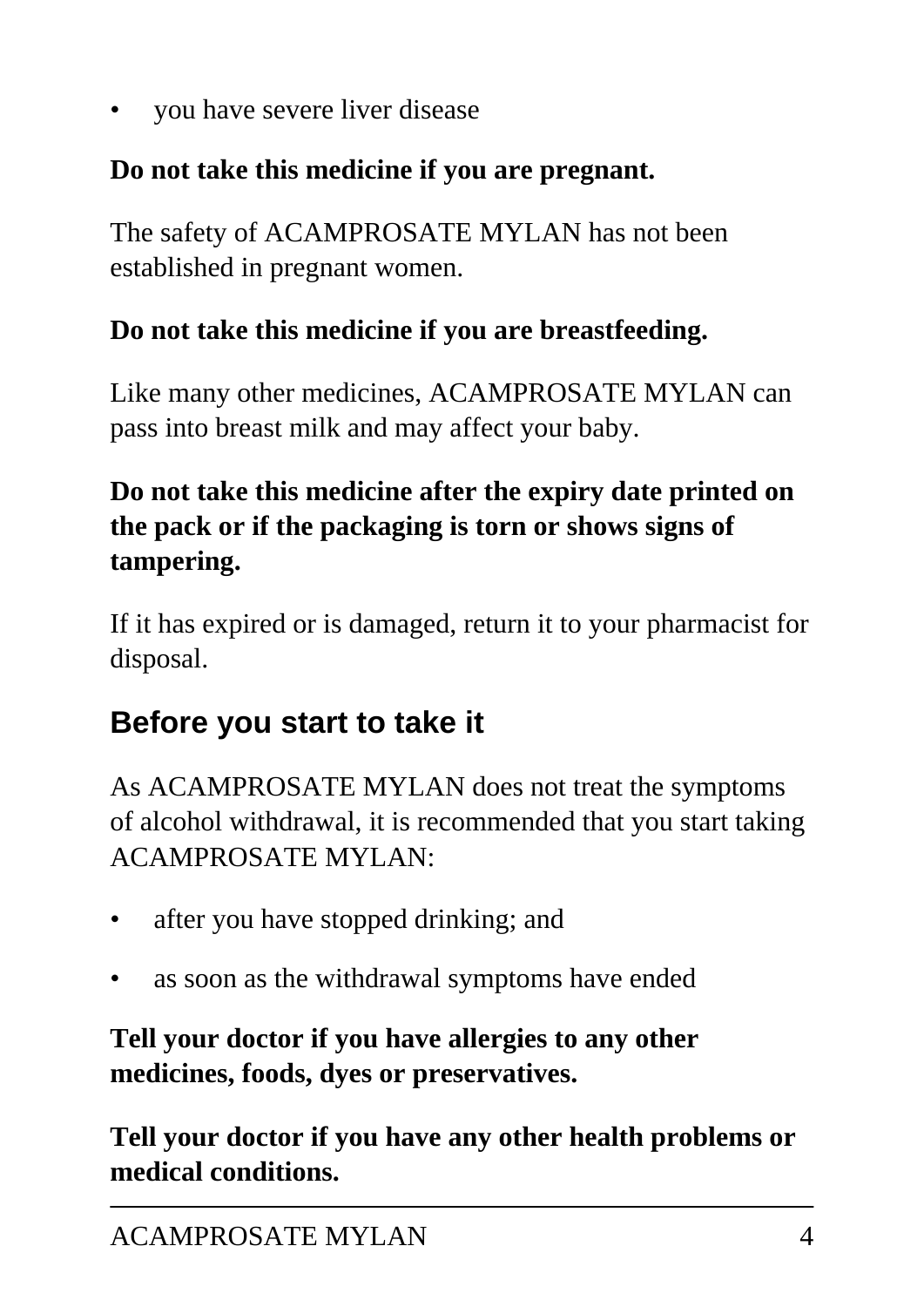- you have severe liver disease

**Do not take this medicine if you are pregnant.**

The safety of ACAMPROSATE MYLAN has not been established in pregnant women.

**Do not take this medicine if you are breastfeeding.**

Like many other medicines, ACAMPROSATE MYLAN can pass into breast milk and may affect your baby.

**Do not take this medicine after the expiry date printed on the pack or if the packaging is torn or shows signs of tampering.**

If it has expired or is damaged, return it to your pharmacist for disposal.

## Before you start to take it

As ACAMPROSATE MYLAN does not treat the symptoms of alcohol withdrawal, it is recommended that you start taking ACAMPROSATE MYLAN:

- after you have stopped drinking; and
- as soon as the withdrawal symptoms have ended

**Tell your doctor if you have allergies to any other medicines, foods, dyes or preservatives.**

**Tell your doctor if you have any other health problems or medical conditions.**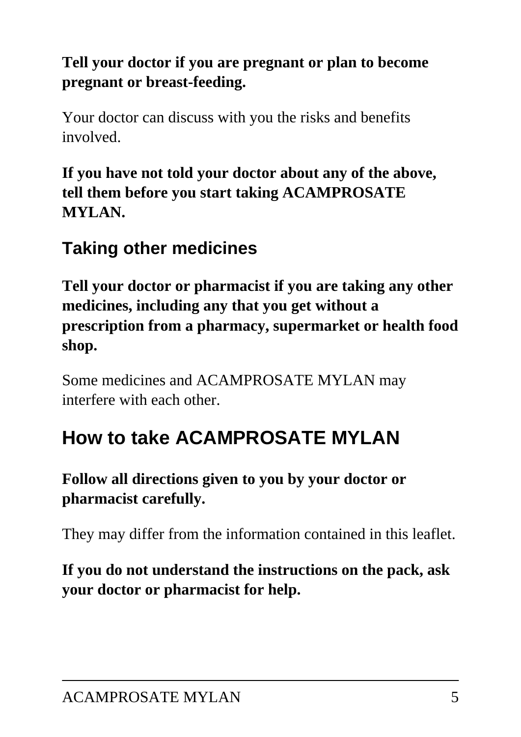**Tell your doctor if you are pregnant or plan to become pregnant or breast-feeding.**

Your doctor can discuss with you the risks and benefits involved.

**If you have not told your doctor about any of the above, tell them before you start taking ACAMPROSATE MYLAN.**

### Taking other medicines

**Tell your doctor or pharmacist if you are taking any other medicines, including any that you get without a prescription from a pharmacy, supermarket or health food shop.**

Some medicines and ACAMPROSATE MYLAN may interfere with each other.

## How to take ACAMPROSATE MYLAN

**Follow all directions given to you by your doctor or pharmacist carefully.**

They may differ from the information contained in this leaflet.

**If you do not understand the instructions on the pack, ask your doctor or pharmacist for help.**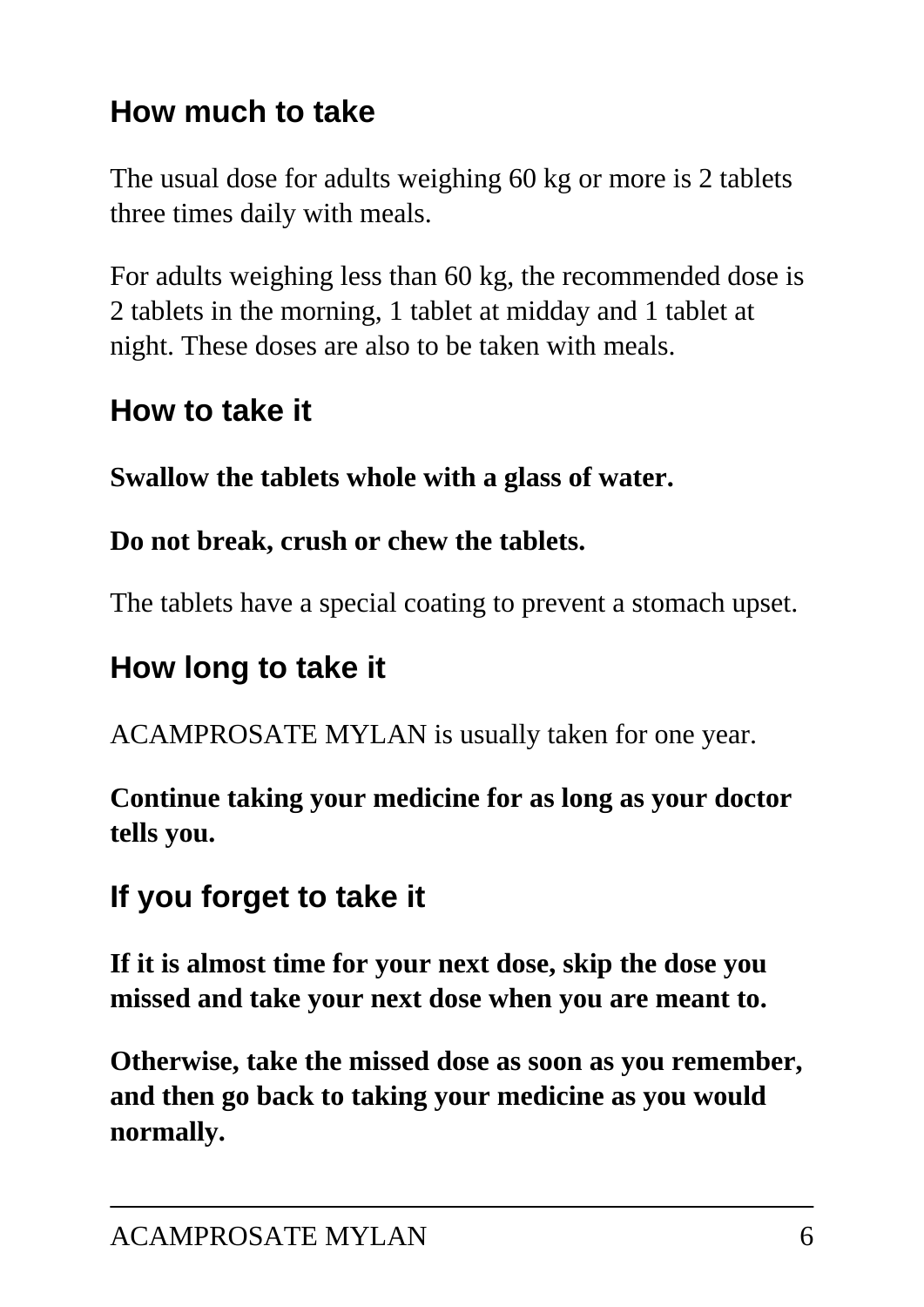## How much to take

The usual dose for adults weighing 60 kg or more is 2 tablets three times daily with meals.

For adults weighing less than 60 kg, the recommended dose is 2 tablets in the morning, 1 tablet at midday and 1 tablet at night. These doses are also to be taken with meals.

## How to take it

**Swallow the tablets whole with a glass of water.**

**Do not break, crush or chew the tablets.**

The tablets have a special coating to prevent a stomach upset.

## How long to take it

ACAMPROSATE MYLAN is usually taken for one year.

**Continue taking your medicine for as long as your doctor tells you.**

## If you forget to take it

**If it is almost time for your next dose, skip the dose you missed and take your next dose when you are meant to.**

**Otherwise, take the missed dose as soon as you remember, and then go back to taking your medicine as you would normally.**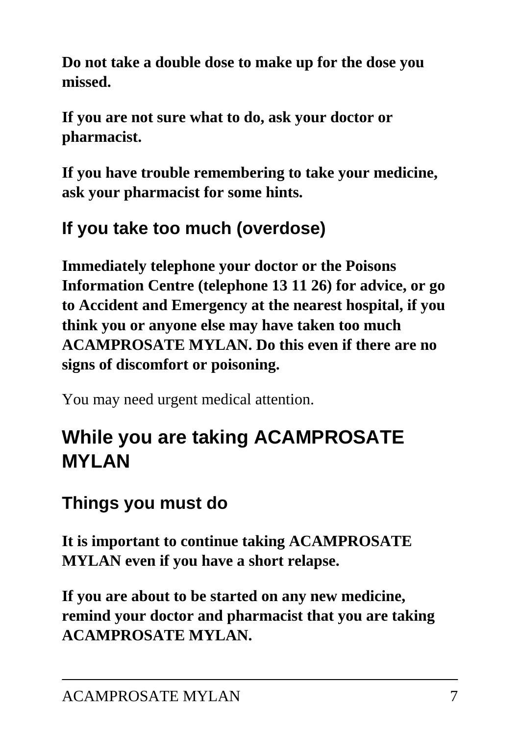**Do not take a double dose to make up for the dose you missed.**

**If you are not sure what to do, ask your doctor or pharmacist.**

**If you have trouble remembering to take your medicine, ask your pharmacist for some hints.**

### If you take too much (overdose)

**Immediately telephone your doctor or the Poisons Information Centre (telephone 13 11 26) for advice, or go to Accident and Emergency at the nearest hospital, if you think you or anyone else may have taken too much ACAMPROSATE MYLAN. Do this even if there are no signs of discomfort or poisoning.**

You may need urgent medical attention.

## While you are taking ACAMPROSATE MYLAN

### Things you must do

**It is important to continue taking ACAMPROSATE MYLAN even if you have a short relapse.**

**If you are about to be started on any new medicine, remind your doctor and pharmacist that you are taking ACAMPROSATE MYLAN.**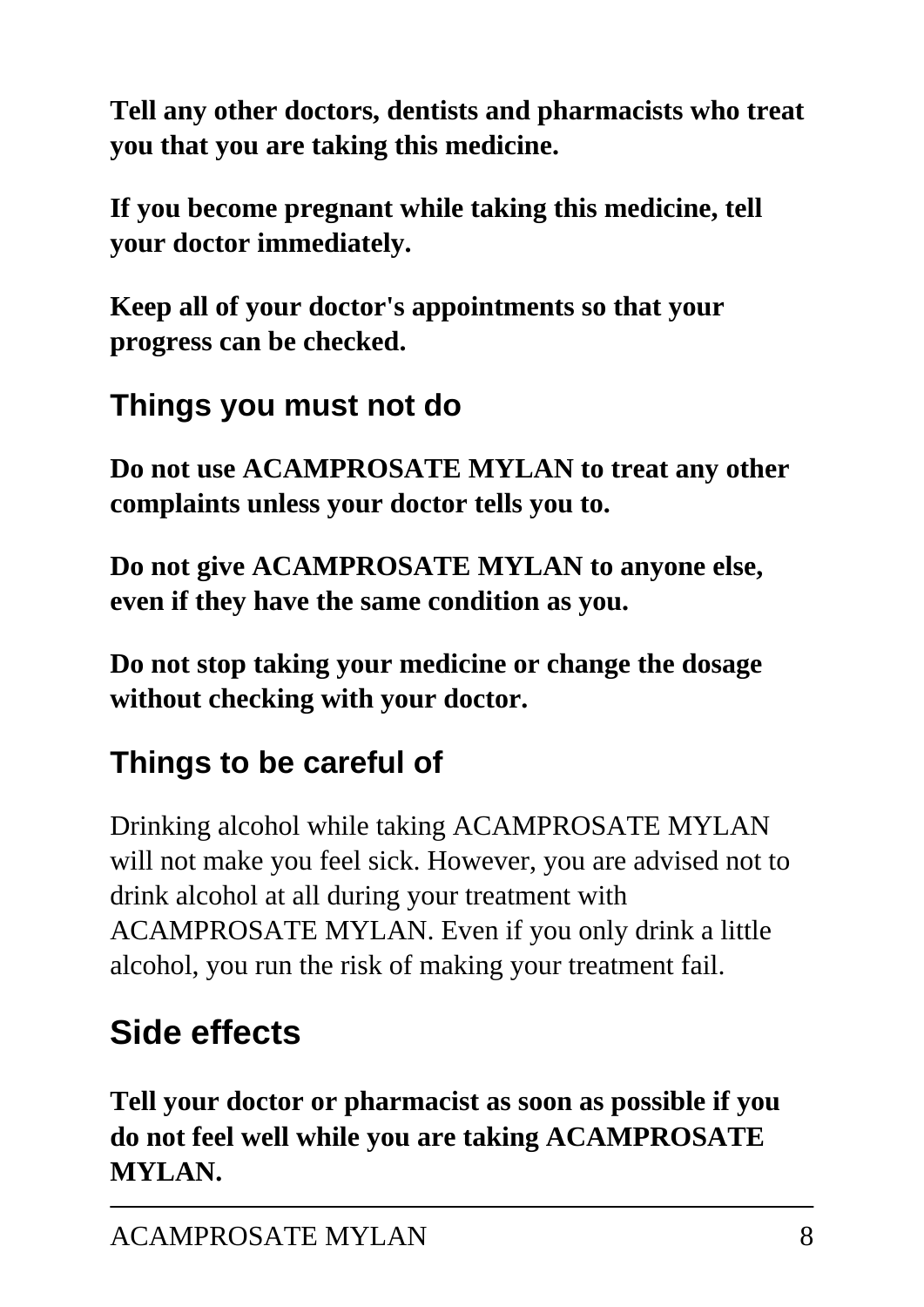**Tell any other doctors, dentists and pharmacists who treat you that you are taking this medicine.**

**If you become pregnant while taking this medicine, tell your doctor immediately.**

**Keep all of your doctor's appointments so that your progress can be checked.**

### Things you must not do

**Do not use ACAMPROSATE MYLAN to treat any other complaints unless your doctor tells you to.**

**Do not give ACAMPROSATE MYLAN to anyone else, even if they have the same condition as you.**

**Do not stop taking your medicine or change the dosage without checking with your doctor.**

### Things to be careful of

Drinking alcohol while taking ACAMPROSATE MYLAN will not make you feel sick. However, you are advised not to drink alcohol at all during your treatment with ACAMPROSATE MYLAN. Even if you only drink a little alcohol, you run the risk of making your treatment fail.

## Side effects

**Tell your doctor or pharmacist as soon as possible if you do not feel well while you are taking ACAMPROSATE MYLAN.**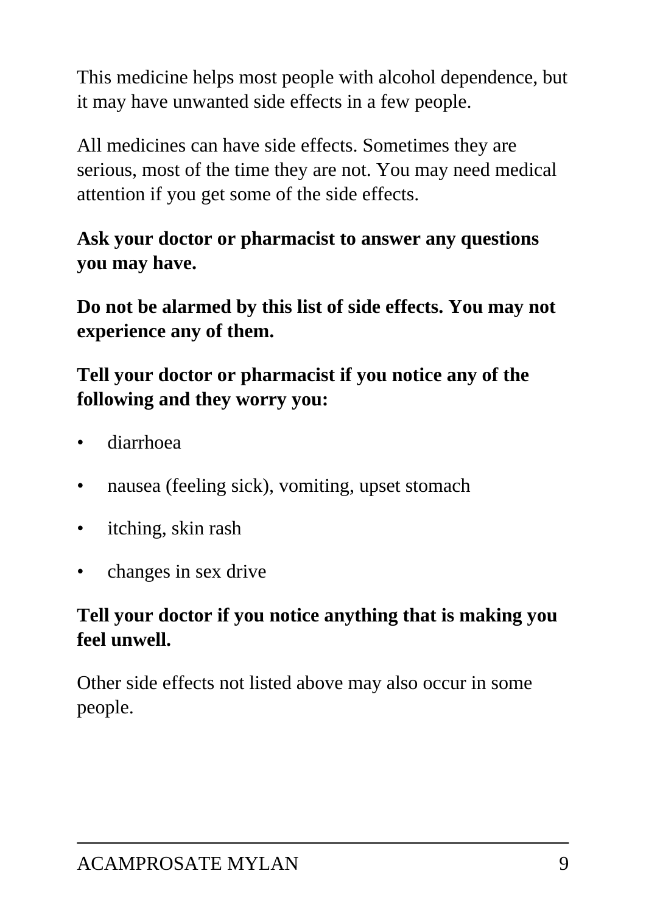This medicine helps most people with alcohol dependence, but it may have unwanted side effects in a few people.

All medicines can have side effects. Sometimes they are serious, most of the time they are not. You may need medical attention if you get some of the side effects.

**Ask your doctor or pharmacist to answer any questions you may have.**

**Do not be alarmed by this list of side effects. You may not experience any of them.**

**Tell your doctor or pharmacist if you notice any of the following and they worry you:**

- diarrhoea
- nausea (feeling sick), vomiting, upset stomach
- itching, skin rash
- changes in sex drive

**Tell your doctor if you notice anything that is making you feel unwell.**

Other side effects not listed above may also occur in some people.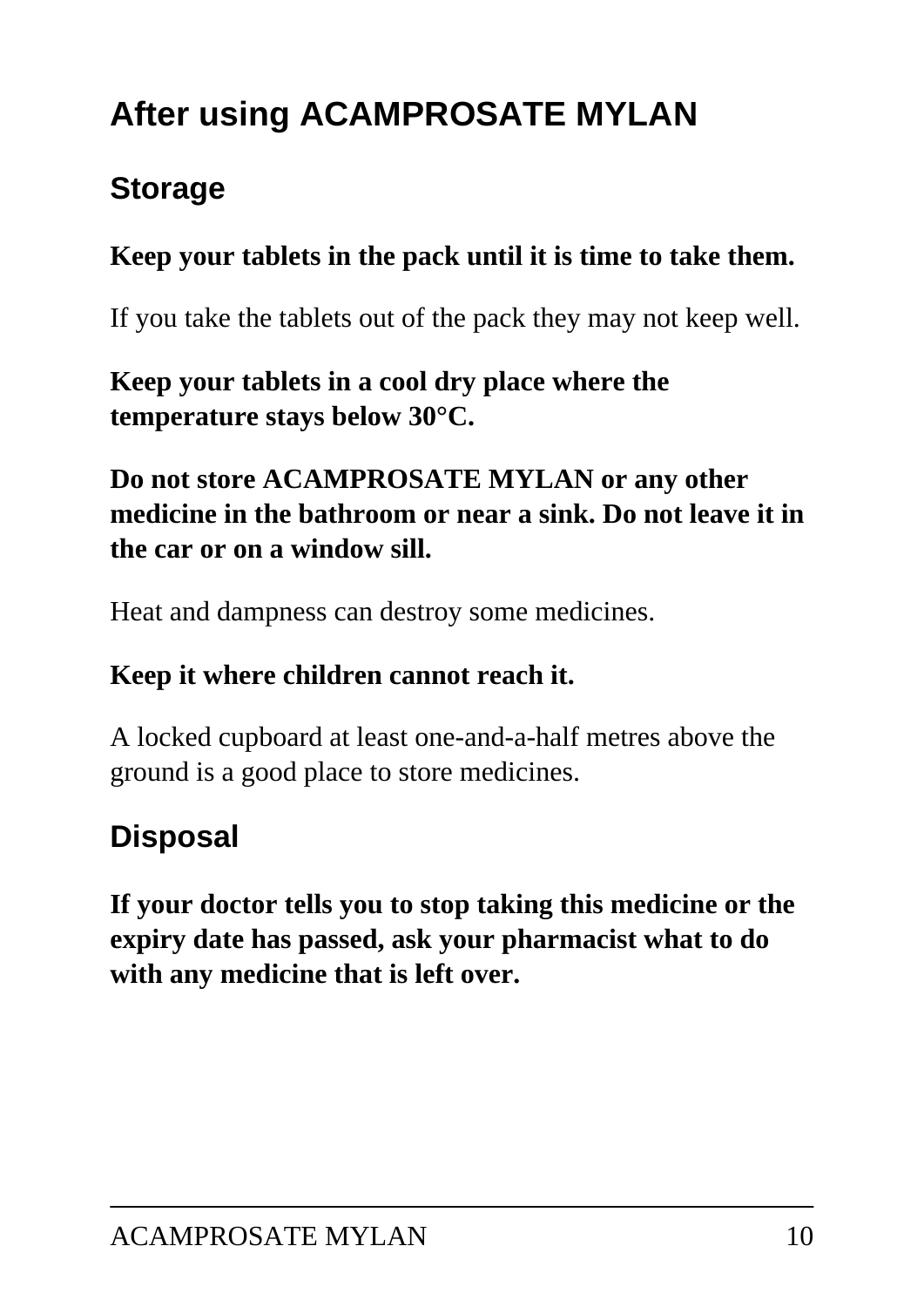# After using ACAMPROSATE MYLAN

## Storage

**Keep your tablets in the pack until it is time to take them.**

If you take the tablets out of the pack they may not keep well.

**Keep your tablets in a cool dry place where the temperature stays below 30°C.**

**Do not store ACAMPROSATE MYLAN or any other medicine in the bathroom or near a sink. Do not leave it in the car or on a window sill.**

Heat and dampness can destroy some medicines.

**Keep it where children cannot reach it.**

A locked cupboard at least one-and-a-half metres above the ground is a good place to store medicines.

## Disposal

**If your doctor tells you to stop taking this medicine or the expiry date has passed, ask your pharmacist what to do with any medicine that is left over.**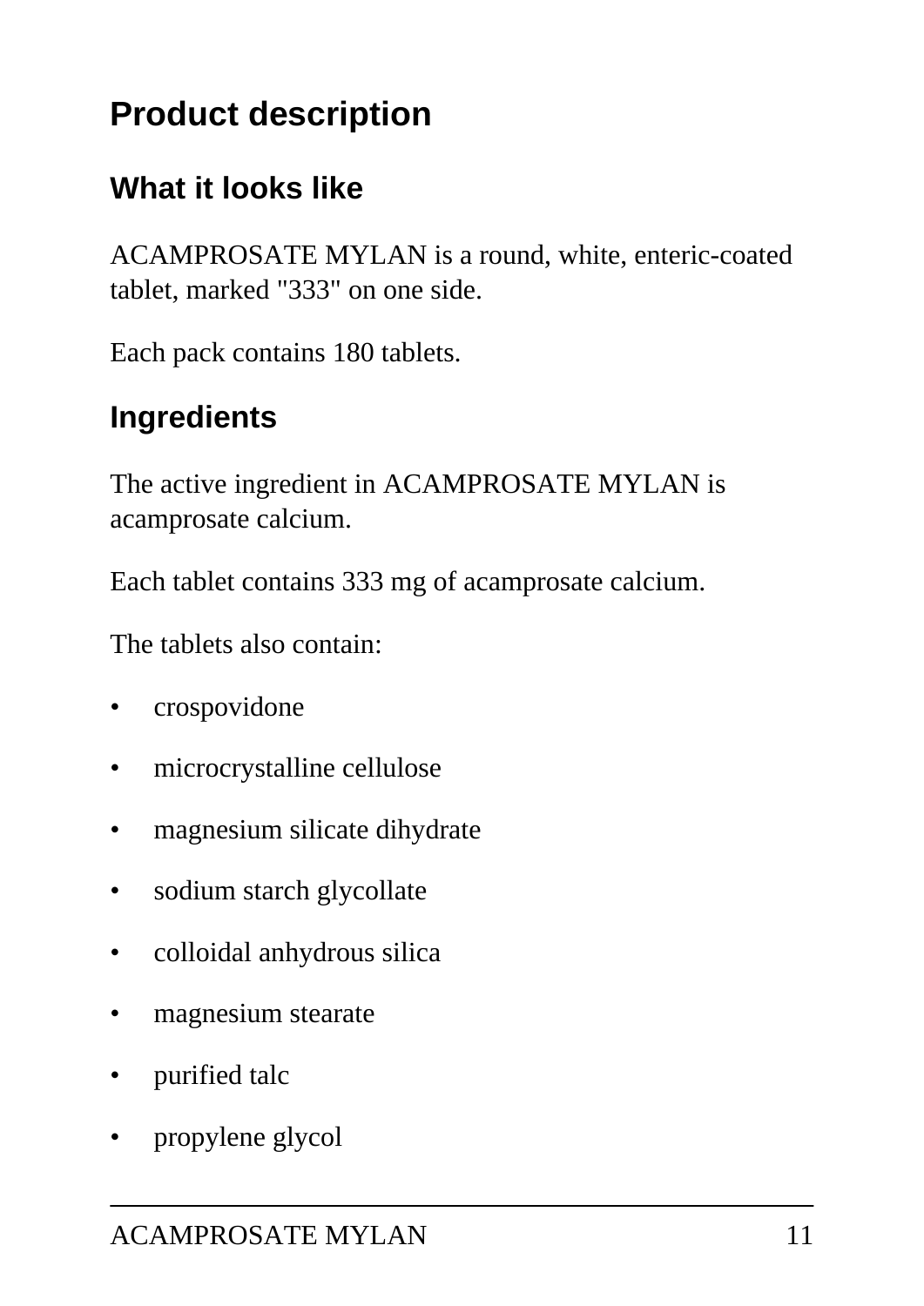# Product description

## What it looks like

ACAMPROSATE MYLAN is a round, white, enteric-coated tablet, marked "333" on one side.

Each pack contains 180 tablets.

## Ingredients

The active ingredient in ACAMPROSATE MYLAN is acamprosate calcium.

Each tablet contains 333 mg of acamprosate calcium.

The tablets also contain:

- crospovidone
- microcrystalline cellulose
- magnesium silicate dihydrate
- sodium starch glycollate
- colloidal anhydrous silica
- magnesium stearate
- purified talc
- propylene glycol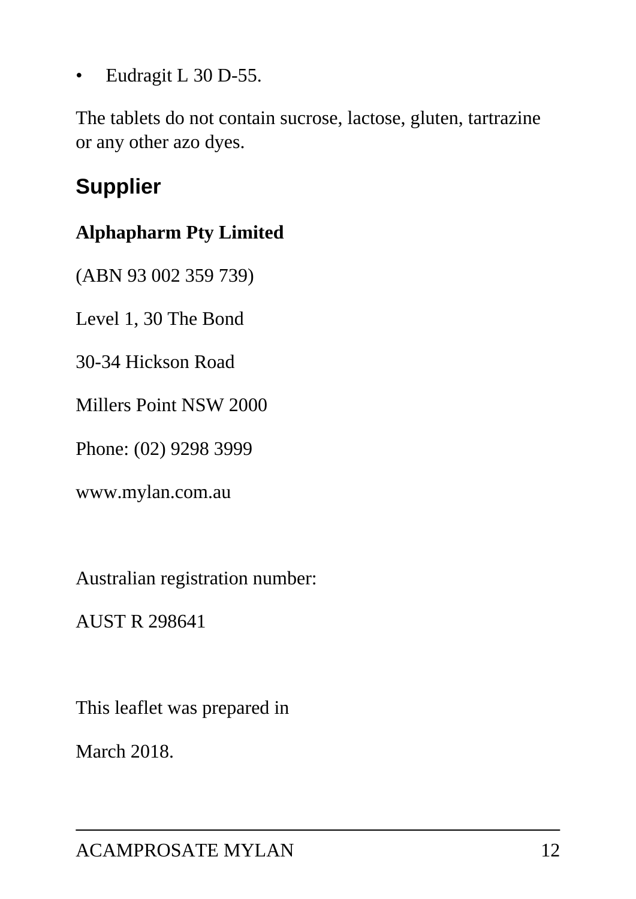- Eudragit L 30 D-55.

The tablets do not contain sucrose, lactose, gluten, tartrazine or any other azo dyes.

## Supplier

**Alphapharm Pty Limited**

(ABN 93 002 359 739)

Level 1, 30 The Bond

30-34 Hickson Road

Millers Point NSW 2000

Phone: (02) 9298 3999

www.mylan.com.au

Australian registration number:

AUST R 298641

This leaflet was prepared in

March 2018.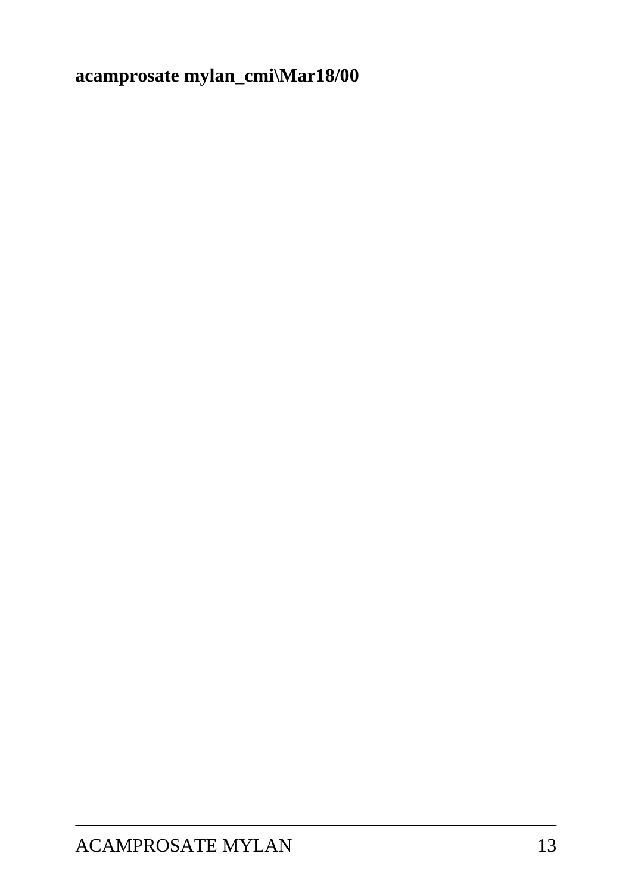**acamprosate mylan_cmi\Mar18/00**